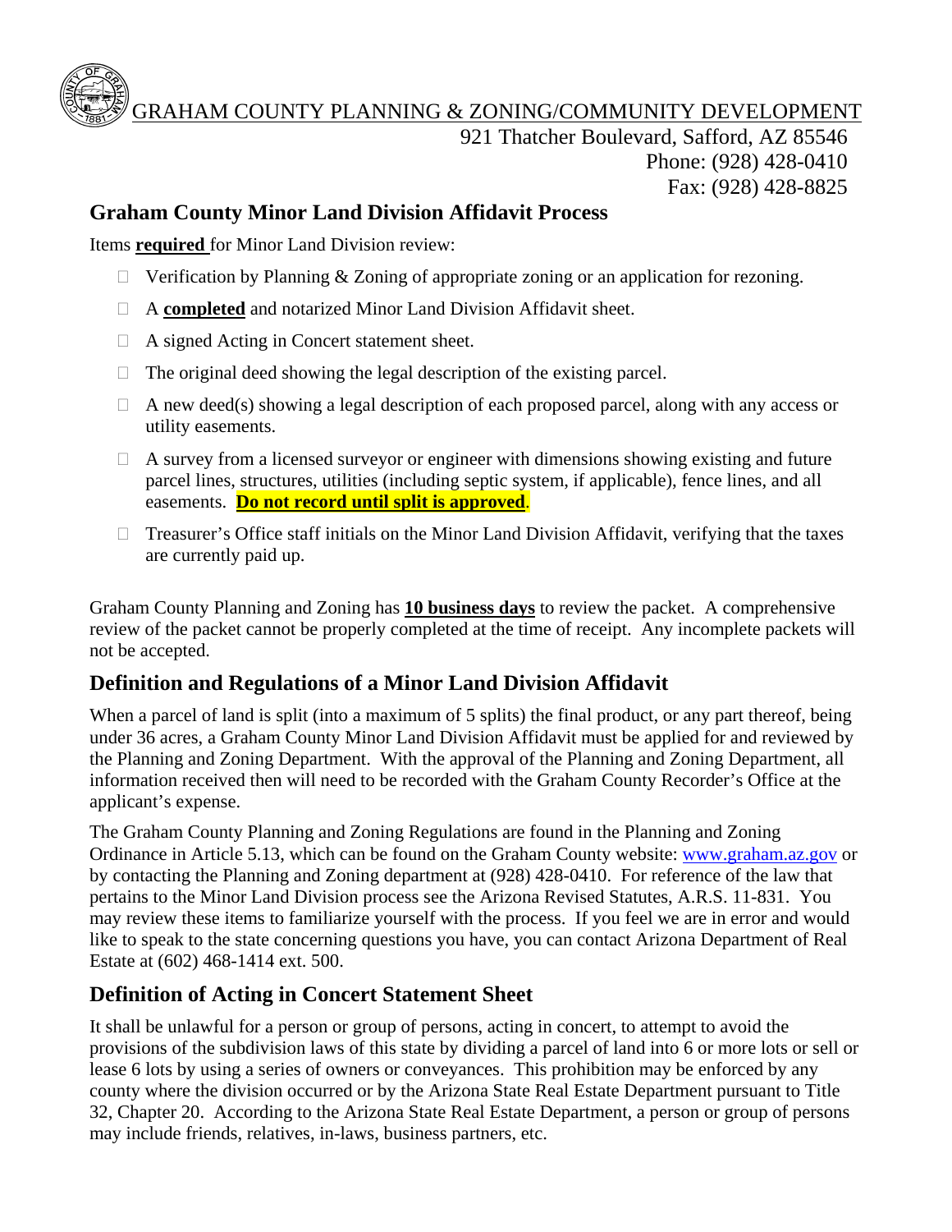GRAHAM COUNTY PLANNING & ZONING/COMMUNITY DEVELOPMENT

921 Thatcher Boulevard, Safford, AZ 85546
Phone: (928) 428-0410
Fax: (928) 428-8825

## Graham County Minor Land Division Affidavit Process

Items **required** for Minor Land Division review:

- ☐ Verification by Planning & Zoning of appropriate zoning or an application for rezoning.
- ☐ A **completed** and notarized Minor Land Division Affidavit sheet.
- ☐ A signed Acting in Concert statement sheet.
- ☐ The original deed showing the legal description of the existing parcel.
- ☐ A new deed(s) showing a legal description of each proposed parcel, along with any access or utility easements.
- ☐ A survey from a licensed surveyor or engineer with dimensions showing existing and future parcel lines, structures, utilities (including septic system, if applicable), fence lines, and all easements. **Do not record until split is approved**.
- ☐ Treasurer's Office staff initials on the Minor Land Division Affidavit, verifying that the taxes are currently paid up.

Graham County Planning and Zoning has **10 business days** to review the packet. A comprehensive review of the packet cannot be properly completed at the time of receipt. Any incomplete packets will not be accepted.

## Definition and Regulations of a Minor Land Division Affidavit

When a parcel of land is split (into a maximum of 5 splits) the final product, or any part thereof, being under 36 acres, a Graham County Minor Land Division Affidavit must be applied for and reviewed by the Planning and Zoning Department. With the approval of the Planning and Zoning Department, all information received then will need to be recorded with the Graham County Recorder's Office at the applicant's expense.

The Graham County Planning and Zoning Regulations are found in the Planning and Zoning Ordinance in Article 5.13, which can be found on the Graham County website: www.graham.az.gov or by contacting the Planning and Zoning department at (928) 428-0410. For reference of the law that pertains to the Minor Land Division process see the Arizona Revised Statutes, A.R.S. 11-831. You may review these items to familiarize yourself with the process. If you feel we are in error and would like to speak to the state concerning questions you have, you can contact Arizona Department of Real Estate at (602) 468-1414 ext. 500.

## Definition of Acting in Concert Statement Sheet

It shall be unlawful for a person or group of persons, acting in concert, to attempt to avoid the provisions of the subdivision laws of this state by dividing a parcel of land into 6 or more lots or sell or lease 6 lots by using a series of owners or conveyances. This prohibition may be enforced by any county where the division occurred or by the Arizona State Real Estate Department pursuant to Title 32, Chapter 20. According to the Arizona State Real Estate Department, a person or group of persons may include friends, relatives, in-laws, business partners, etc.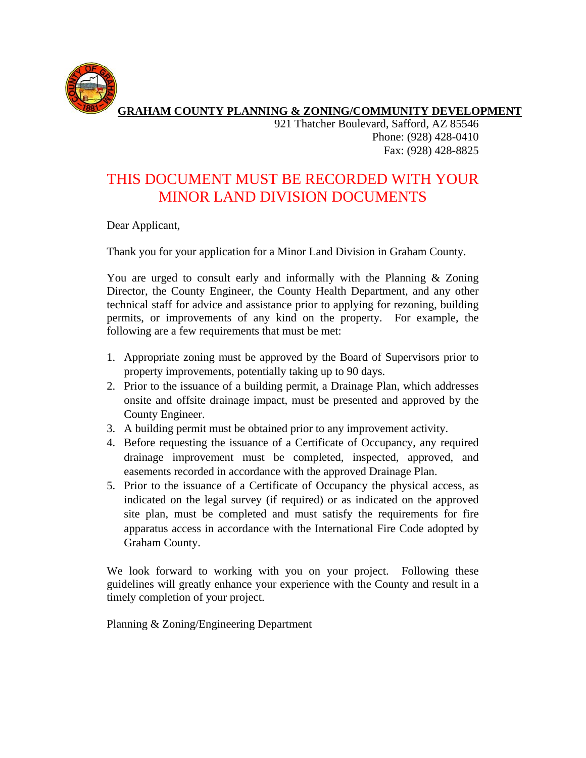**GRAHAM COUNTY PLANNING & ZONING/COMMUNITY DEVELOPMENT**

921 Thatcher Boulevard, Safford, AZ 85546
Phone: (928) 428-0410
Fax: (928) 428-8825

## THIS DOCUMENT MUST BE RECORDED WITH YOUR MINOR LAND DIVISION DOCUMENTS

Dear Applicant,

Thank you for your application for a Minor Land Division in Graham County.

You are urged to consult early and informally with the Planning & Zoning Director, the County Engineer, the County Health Department, and any other technical staff for advice and assistance prior to applying for rezoning, building permits, or improvements of any kind on the property. For example, the following are a few requirements that must be met:

1. Appropriate zoning must be approved by the Board of Supervisors prior to property improvements, potentially taking up to 90 days.
2. Prior to the issuance of a building permit, a Drainage Plan, which addresses onsite and offsite drainage impact, must be presented and approved by the County Engineer.
3. A building permit must be obtained prior to any improvement activity.
4. Before requesting the issuance of a Certificate of Occupancy, any required drainage improvement must be completed, inspected, approved, and easements recorded in accordance with the approved Drainage Plan.
5. Prior to the issuance of a Certificate of Occupancy the physical access, as indicated on the legal survey (if required) or as indicated on the approved site plan, must be completed and must satisfy the requirements for fire apparatus access in accordance with the International Fire Code adopted by Graham County.

We look forward to working with you on your project. Following these guidelines will greatly enhance your experience with the County and result in a timely completion of your project.

Planning & Zoning/Engineering Department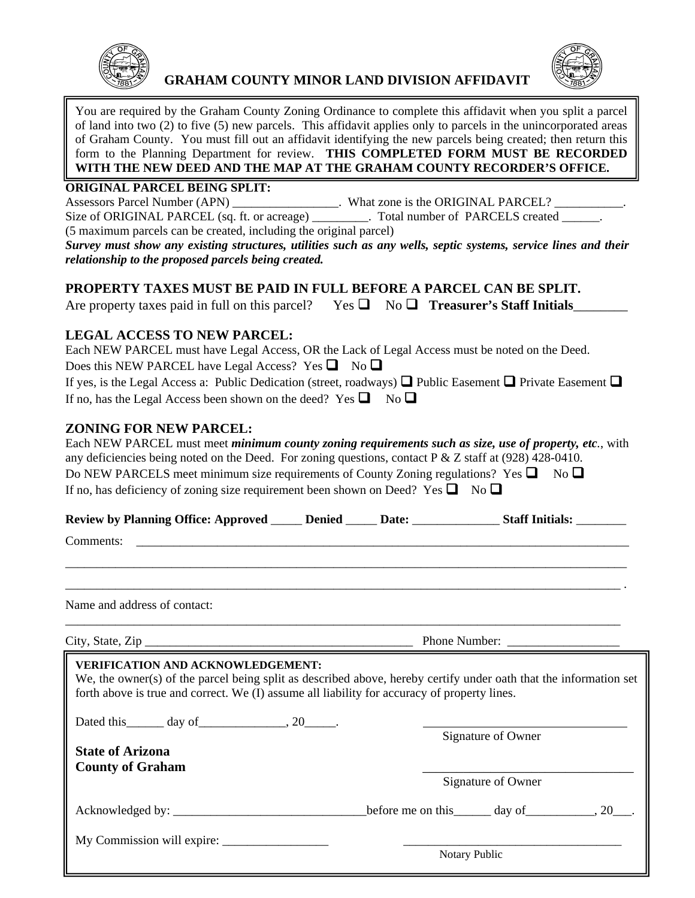# GRAHAM COUNTY MINOR LAND DIVISION AFFIDAVIT

You are required by the Graham County Zoning Ordinance to complete this affidavit when you split a parcel of land into two (2) to five (5) new parcels. This affidavit applies only to parcels in the unincorporated areas of Graham County. You must fill out an affidavit identifying the new parcels being created; then return this form to the Planning Department for review. **THIS COMPLETED FORM MUST BE RECORDED WITH THE NEW DEED AND THE MAP AT THE GRAHAM COUNTY RECORDER'S OFFICE.**

**ORIGINAL PARCEL BEING SPLIT:**

Assessors Parcel Number (APN) _________________. What zone is the ORIGINAL PARCEL? ___________.
Size of ORIGINAL PARCEL (sq. ft. or acreage) _________. Total number of PARCELS created ______.
(5 maximum parcels can be created, including the original parcel)

***Survey must show any existing structures, utilities such as any wells, septic systems, service lines and their relationship to the proposed parcels being created.***

## PROPERTY TAXES MUST BE PAID IN FULL BEFORE A PARCEL CAN BE SPLIT.

Are property taxes paid in full on this parcel? Yes ☐ No ☐ **Treasurer's Staff Initials**________

## LEGAL ACCESS TO NEW PARCEL:

Each NEW PARCEL must have Legal Access, OR the Lack of Legal Access must be noted on the Deed.
Does this NEW PARCEL have Legal Access? Yes ☐ No ☐
If yes, is the Legal Access a: Public Dedication (street, roadways) ☐ Public Easement ☐ Private Easement ☐
If no, has the Legal Access been shown on the deed? Yes ☐ No ☐

## ZONING FOR NEW PARCEL:

Each NEW PARCEL must meet ***minimum county zoning requirements such as size, use of property, etc.***, with any deficiencies being noted on the Deed. For zoning questions, contact P & Z staff at (928) 428-0410.
Do NEW PARCELS meet minimum size requirements of County Zoning regulations? Yes ☐ No ☐
If no, has deficiency of zoning size requirement been shown on Deed? Yes ☐ No ☐

**Review by Planning Office: Approved** _____ **Denied** _____ **Date:** ______________ **Staff Initials:** ________

Comments: ______________________________________________________________________________

_______________________________________________________________________________________

_______________________________________________________________________________________.

Name and address of contact:

_______________________________________________________________________________________

City, State, Zip ____________________________________________ Phone Number: __________________

**VERIFICATION AND ACKNOWLEDGEMENT:**

We, the owner(s) of the parcel being split as described above, hereby certify under oath that the information set forth above is true and correct. We (I) assume all liability for accuracy of property lines.

Dated this______ day of______________, 20_____.

_________________________________
Signature of Owner

**State of Arizona**
**County of Graham**

_________________________________
Signature of Owner

Acknowledged by: _______________________________before me on this______ day of___________, 20___.

My Commission will expire: _________________

_________________________________
Notary Public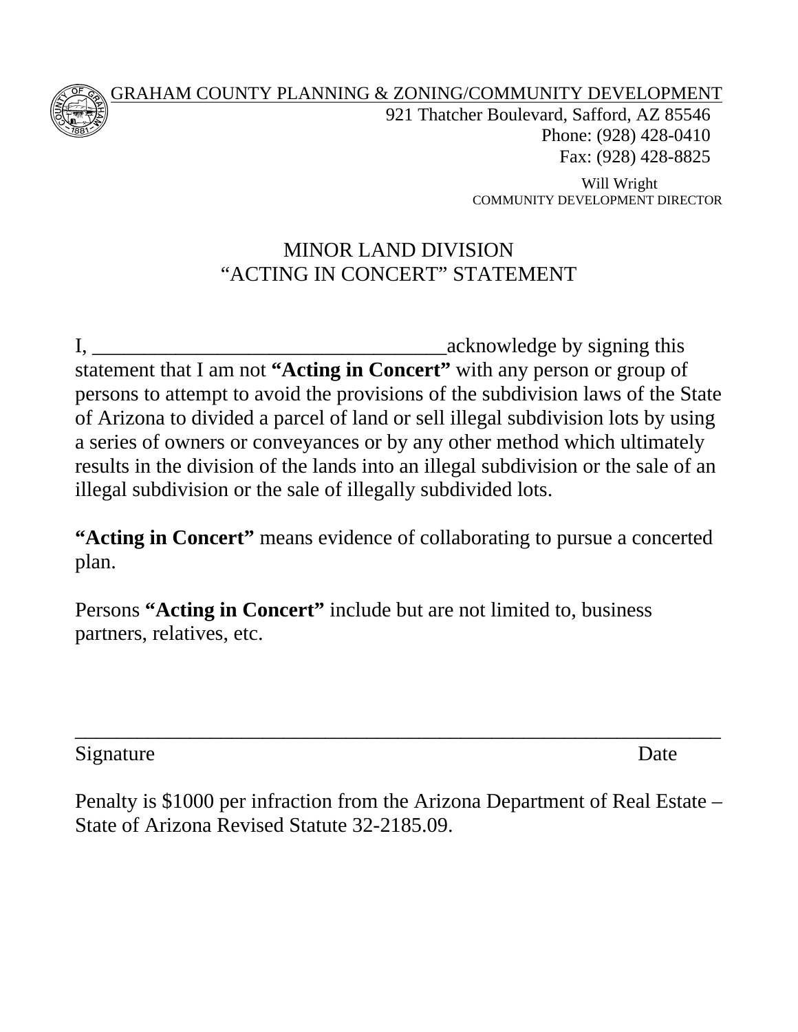GRAHAM COUNTY PLANNING & ZONING/COMMUNITY DEVELOPMENT

921 Thatcher Boulevard, Safford, AZ 85546
Phone: (928) 428-0410
Fax: (928) 428-8825

Will Wright
COMMUNITY DEVELOPMENT DIRECTOR

# MINOR LAND DIVISION
# "ACTING IN CONCERT" STATEMENT

I, ________________________________acknowledge by signing this statement that I am not **"Acting in Concert"** with any person or group of persons to attempt to avoid the provisions of the subdivision laws of the State of Arizona to divided a parcel of land or sell illegal subdivision lots by using a series of owners or conveyances or by any other method which ultimately results in the division of the lands into an illegal subdivision or the sale of an illegal subdivision or the sale of illegally subdivided lots.

**"Acting in Concert"** means evidence of collaborating to pursue a concerted plan.

Persons **"Acting in Concert"** include but are not limited to, business partners, relatives, etc.

____________________________________________________________

Signature                                                                                    Date

Penalty is $1000 per infraction from the Arizona Department of Real Estate – State of Arizona Revised Statute 32-2185.09.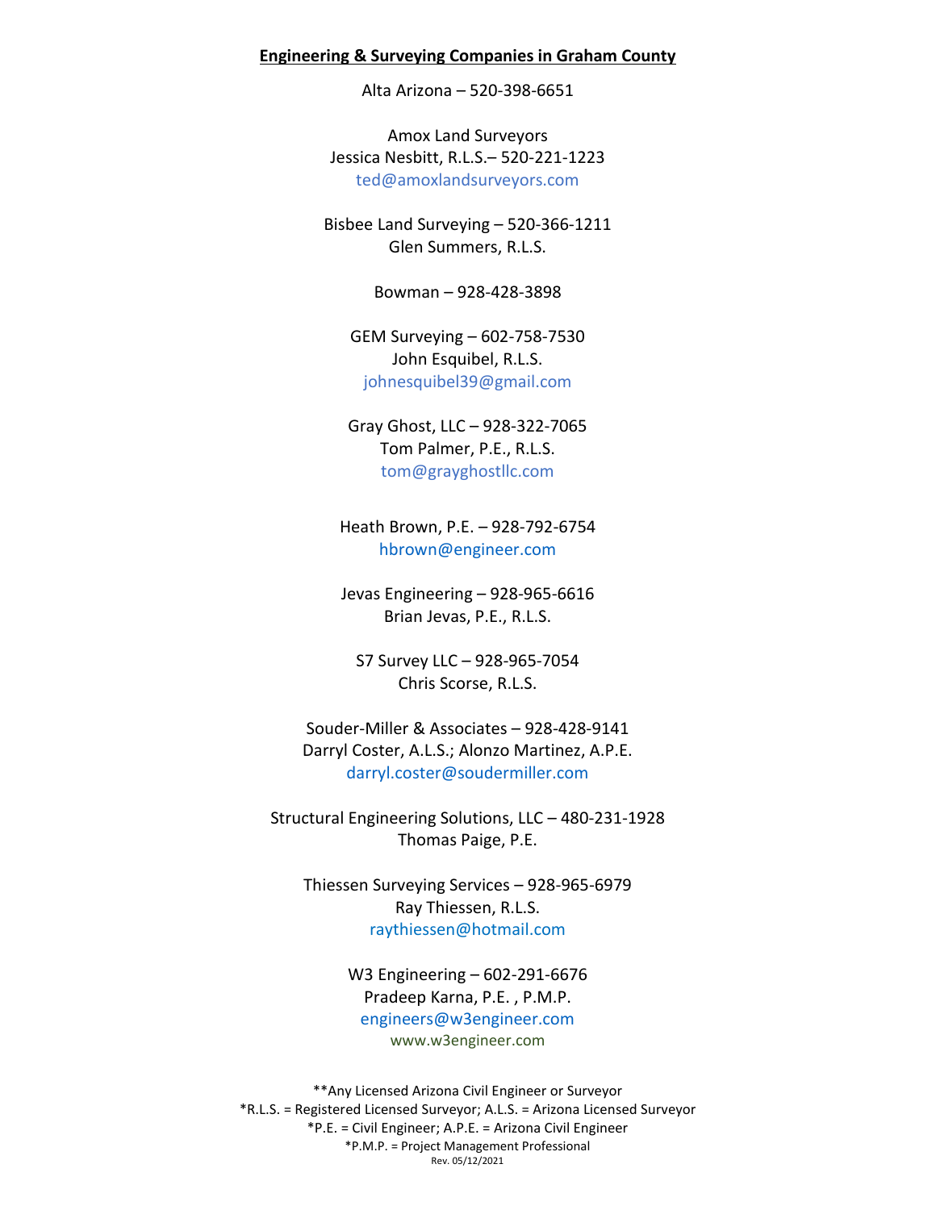**Engineering & Surveying Companies in Graham County**

Alta Arizona – 520-398-6651

Amox Land Surveyors
Jessica Nesbitt, R.L.S.– 520-221-1223
ted@amoxlandsurveyors.com

Bisbee Land Surveying – 520-366-1211
Glen Summers, R.L.S.

Bowman – 928-428-3898

GEM Surveying – 602-758-7530
John Esquibel, R.L.S.
johnesquibel39@gmail.com

Gray Ghost, LLC – 928-322-7065
Tom Palmer, P.E., R.L.S.
tom@grayghostllc.com

Heath Brown, P.E. – 928-792-6754
hbrown@engineer.com

Jevas Engineering – 928-965-6616
Brian Jevas, P.E., R.L.S.

S7 Survey LLC – 928-965-7054
Chris Scorse, R.L.S.

Souder-Miller & Associates – 928-428-9141
Darryl Coster, A.L.S.; Alonzo Martinez, A.P.E.
darryl.coster@soudermiller.com

Structural Engineering Solutions, LLC – 480-231-1928
Thomas Paige, P.E.

Thiessen Surveying Services – 928-965-6979
Ray Thiessen, R.L.S.
raythiessen@hotmail.com

W3 Engineering – 602-291-6676
Pradeep Karna, P.E. , P.M.P.
engineers@w3engineer.com
www.w3engineer.com

**Any Licensed Arizona Civil Engineer or Surveyor
*R.L.S. = Registered Licensed Surveyor; A.L.S. = Arizona Licensed Surveyor
*P.E. = Civil Engineer; A.P.E. = Arizona Civil Engineer
*P.M.P. = Project Management Professional
Rev. 05/12/2021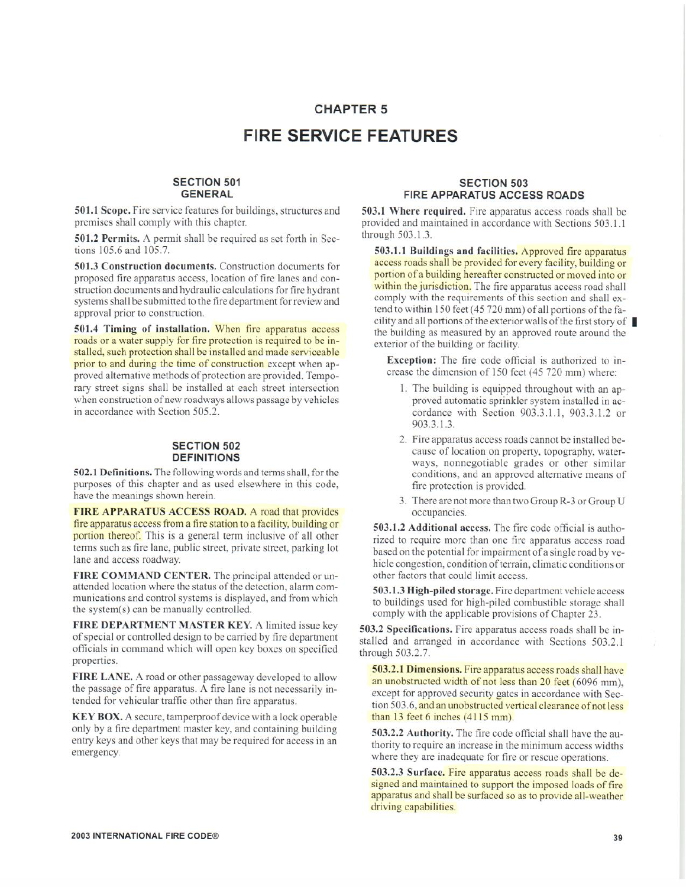# CHAPTER 5

# FIRE SERVICE FEATURES

## SECTION 501 GENERAL

**501.1 Scope.** Fire service features for buildings, structures and premises shall comply with this chapter.

**501.2 Permits.** A permit shall be required as set forth in Sections 105.6 and 105.7.

**501.3 Construction documents.** Construction documents for proposed fire apparatus access, location of fire lanes and construction documents and hydraulic calculations for fire hydrant systems shall be submitted to the fire department for review and approval prior to construction.

**501.4 Timing of installation.** When fire apparatus access roads or a water supply for fire protection is required to be installed, such protection shall be installed and made serviceable prior to and during the time of construction except when approved alternative methods of protection are provided. Temporary street signs shall be installed at each street intersection when construction of new roadways allows passage by vehicles in accordance with Section 505.2.

## SECTION 502 DEFINITIONS

**502.1 Definitions.** The following words and terms shall, for the purposes of this chapter and as used elsewhere in this code, have the meanings shown herein.

**FIRE APPARATUS ACCESS ROAD.** A road that provides fire apparatus access from a fire station to a facility, building or portion thereof. This is a general term inclusive of all other terms such as fire lane, public street, private street, parking lot lane and access roadway.

**FIRE COMMAND CENTER.** The principal attended or unattended location where the status of the detection, alarm communications and control systems is displayed, and from which the system(s) can be manually controlled.

**FIRE DEPARTMENT MASTER KEY.** A limited issue key of special or controlled design to be carried by fire department officials in command which will open key boxes on specified properties.

**FIRE LANE.** A road or other passageway developed to allow the passage of fire apparatus. A fire lane is not necessarily intended for vehicular traffic other than fire apparatus.

**KEY BOX.** A secure, tamperproof device with a lock operable only by a fire department master key, and containing building entry keys and other keys that may be required for access in an emergency.

## SECTION 503 FIRE APPARATUS ACCESS ROADS

**503.1 Where required.** Fire apparatus access roads shall be provided and maintained in accordance with Sections 503.1.1 through 503.1.3.

**503.1.1 Buildings and facilities.** Approved fire apparatus access roads shall be provided for every facility, building or portion of a building hereafter constructed or moved into or within the jurisdiction. The fire apparatus access road shall comply with the requirements of this section and shall extend to within 150 feet (45 720 mm) of all portions of the facility and all portions of the exterior walls of the first story of the building as measured by an approved route around the exterior of the building or facility.

**Exception:** The fire code official is authorized to increase the dimension of 150 feet (45 720 mm) where:

1. The building is equipped throughout with an approved automatic sprinkler system installed in accordance with Section 903.3.1.1, 903.3.1.2 or 903.3.1.3.
2. Fire apparatus access roads cannot be installed because of location on property, topography, waterways, nonnegotiable grades or other similar conditions, and an approved alternative means of fire protection is provided.
3. There are not more than two Group R-3 or Group U occupancies.

**503.1.2 Additional access.** The fire code official is authorized to require more than one fire apparatus access road based on the potential for impairment of a single road by vehicle congestion, condition of terrain, climatic conditions or other factors that could limit access.

**503.1.3 High-piled storage.** Fire department vehicle access to buildings used for high-piled combustible storage shall comply with the applicable provisions of Chapter 23.

**503.2 Specifications.** Fire apparatus access roads shall be installed and arranged in accordance with Sections 503.2.1 through 503.2.7.

**503.2.1 Dimensions.** Fire apparatus access roads shall have an unobstructed width of not less than 20 feet (6096 mm), except for approved security gates in accordance with Section 503.6, and an unobstructed vertical clearance of not less than 13 feet 6 inches (4115 mm).

**503.2.2 Authority.** The fire code official shall have the authority to require an increase in the minimum access widths where they are inadequate for fire or rescue operations.

**503.2.3 Surface.** Fire apparatus access roads shall be designed and maintained to support the imposed loads of fire apparatus and shall be surfaced so as to provide all-weather driving capabilities.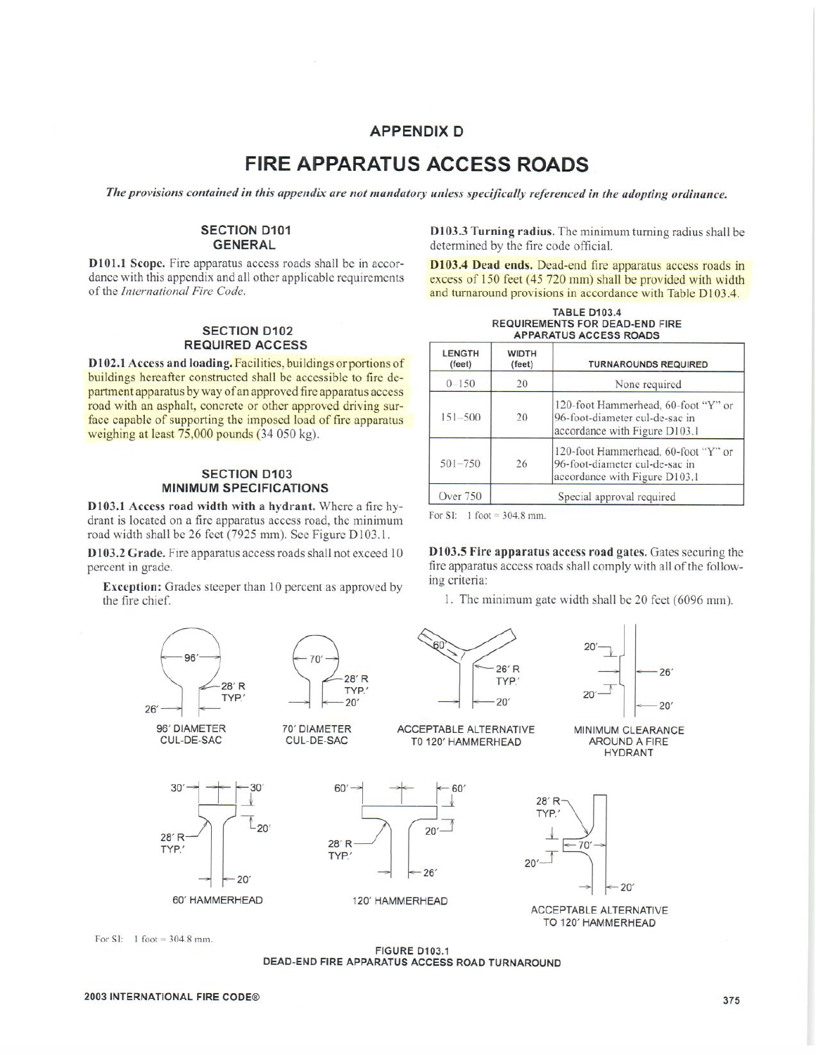# APPENDIX D

# FIRE APPARATUS ACCESS ROADS

*The provisions contained in this appendix are not mandatory unless specifically referenced in the adopting ordinance.*

## SECTION D101 GENERAL

**D101.1 Scope.** Fire apparatus access roads shall be in accordance with this appendix and all other applicable requirements of the *International Fire Code*.

## SECTION D102 REQUIRED ACCESS

**D102.1 Access and loading.** Facilities, buildings or portions of buildings hereafter constructed shall be accessible to fire department apparatus by way of an approved fire apparatus access road with an asphalt, concrete or other approved driving surface capable of supporting the imposed load of fire apparatus weighing at least 75,000 pounds (34 050 kg).

## SECTION D103 MINIMUM SPECIFICATIONS

**D103.1 Access road width with a hydrant.** Where a fire hydrant is located on a fire apparatus access road, the minimum road width shall be 26 feet (7925 mm). See Figure D103.1.

**D103.2 Grade.** Fire apparatus access roads shall not exceed 10 percent in grade.

**Exception:** Grades steeper than 10 percent as approved by the fire chief.

**D103.3 Turning radius.** The minimum turning radius shall be determined by the fire code official.

**D103.4 Dead ends.** Dead-end fire apparatus access roads in excess of 150 feet (45 720 mm) shall be provided with width and turnaround provisions in accordance with Table D103.4.

**TABLE D103.4**
**REQUIREMENTS FOR DEAD-END FIRE APPARATUS ACCESS ROADS**

| LENGTH (feet) | WIDTH (feet) | TURNAROUNDS REQUIRED |
|---|---|---|
| 0–150 | 20 | None required |
| 151–500 | 20 | 120-foot Hammerhead, 60-foot "Y" or 96-foot-diameter cul-de-sac in accordance with Figure D103.1 |
| 501–750 | 26 | 120-foot Hammerhead, 60-foot "Y" or 96-foot-diameter cul-de-sac in accordance with Figure D103.1 |
| Over 750 | Special approval required | |

For SI: 1 foot = 304.8 mm.

**D103.5 Fire apparatus access road gates.** Gates securing the fire apparatus access roads shall comply with all of the following criteria:

1. The minimum gate width shall be 20 feet (6096 mm).

96′

28′ R TYP.′

26′

96′ DIAMETER CUL-DE-SAC

70′

28′ R TYP.′

20′

70′ DIAMETER CUL-DE-SAC

60°

26′ R TYP.′

20′

ACCEPTABLE ALTERNATIVE T0 120′ HAMMERHEAD

20′

26′

20′

20′

MINIMUM CLEARANCE AROUND A FIRE HYDRANT

30′

30′

20′

28′ R TYP.′

20′

60′ HAMMERHEAD

60′

60′

20′

28′ R TYP.′

26′

120′ HAMMERHEAD

28′ R TYP.′

70′

20′

20′

ACCEPTABLE ALTERNATIVE TO 120′ HAMMERHEAD

For SI: 1 foot = 304.8 mm.

**FIGURE D103.1**
**DEAD-END FIRE APPARATUS ACCESS ROAD TURNAROUND**